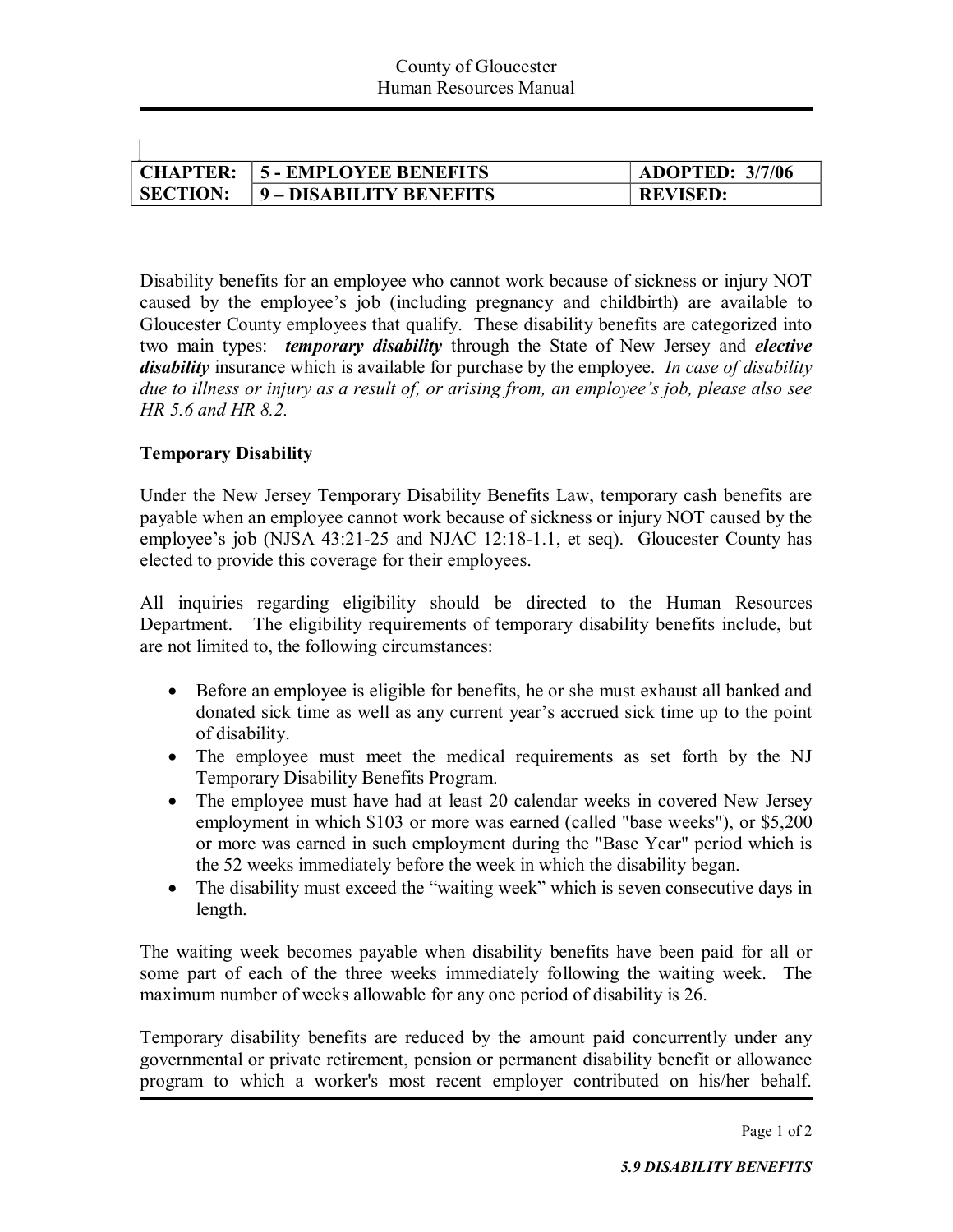| CHAPTER: | 5 - EMPLOYEE BENEFITS | ADOPTED: 3/7/06 |
| --- | --- | --- |
| SECTION: | 9 – DISABILITY BENEFITS | REVISED: |

Disability benefits for an employee who cannot work because of sickness or injury NOT caused by the employee's job (including pregnancy and childbirth) are available to Gloucester County employees that qualify. These disability benefits are categorized into two main types: ***temporary disability*** through the State of New Jersey and ***elective disability*** insurance which is available for purchase by the employee. *In case of disability due to illness or injury as a result of, or arising from, an employee's job, please also see HR 5.6 and HR 8.2.*

**Temporary Disability**

Under the New Jersey Temporary Disability Benefits Law, temporary cash benefits are payable when an employee cannot work because of sickness or injury NOT caused by the employee's job (NJSA 43:21-25 and NJAC 12:18-1.1, et seq). Gloucester County has elected to provide this coverage for their employees.

All inquiries regarding eligibility should be directed to the Human Resources Department. The eligibility requirements of temporary disability benefits include, but are not limited to, the following circumstances:

- Before an employee is eligible for benefits, he or she must exhaust all banked and donated sick time as well as any current year's accrued sick time up to the point of disability.
- The employee must meet the medical requirements as set forth by the NJ Temporary Disability Benefits Program.
- The employee must have had at least 20 calendar weeks in covered New Jersey employment in which $103 or more was earned (called "base weeks"), or $5,200 or more was earned in such employment during the "Base Year" period which is the 52 weeks immediately before the week in which the disability began.
- The disability must exceed the "waiting week" which is seven consecutive days in length.

The waiting week becomes payable when disability benefits have been paid for all or some part of each of the three weeks immediately following the waiting week. The maximum number of weeks allowable for any one period of disability is 26.

Temporary disability benefits are reduced by the amount paid concurrently under any governmental or private retirement, pension or permanent disability benefit or allowance program to which a worker's most recent employer contributed on his/her behalf.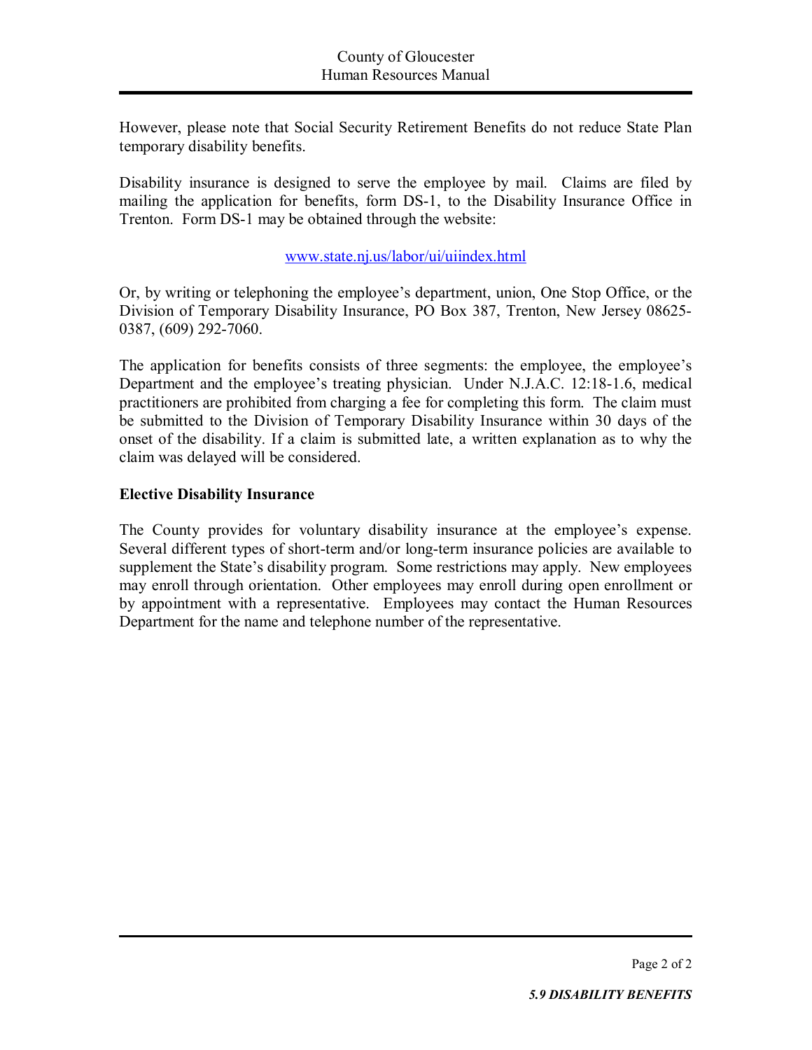However, please note that Social Security Retirement Benefits do not reduce State Plan temporary disability benefits.

Disability insurance is designed to serve the employee by mail. Claims are filed by mailing the application for benefits, form DS-1, to the Disability Insurance Office in Trenton. Form DS-1 may be obtained through the website:

www.state.nj.us/labor/ui/uiindex.html

Or, by writing or telephoning the employee's department, union, One Stop Office, or the Division of Temporary Disability Insurance, PO Box 387, Trenton, New Jersey 08625-0387, (609) 292-7060.

The application for benefits consists of three segments: the employee, the employee's Department and the employee's treating physician. Under N.J.A.C. 12:18-1.6, medical practitioners are prohibited from charging a fee for completing this form. The claim must be submitted to the Division of Temporary Disability Insurance within 30 days of the onset of the disability. If a claim is submitted late, a written explanation as to why the claim was delayed will be considered.

**Elective Disability Insurance**

The County provides for voluntary disability insurance at the employee's expense. Several different types of short-term and/or long-term insurance policies are available to supplement the State's disability program. Some restrictions may apply. New employees may enroll through orientation. Other employees may enroll during open enrollment or by appointment with a representative. Employees may contact the Human Resources Department for the name and telephone number of the representative.